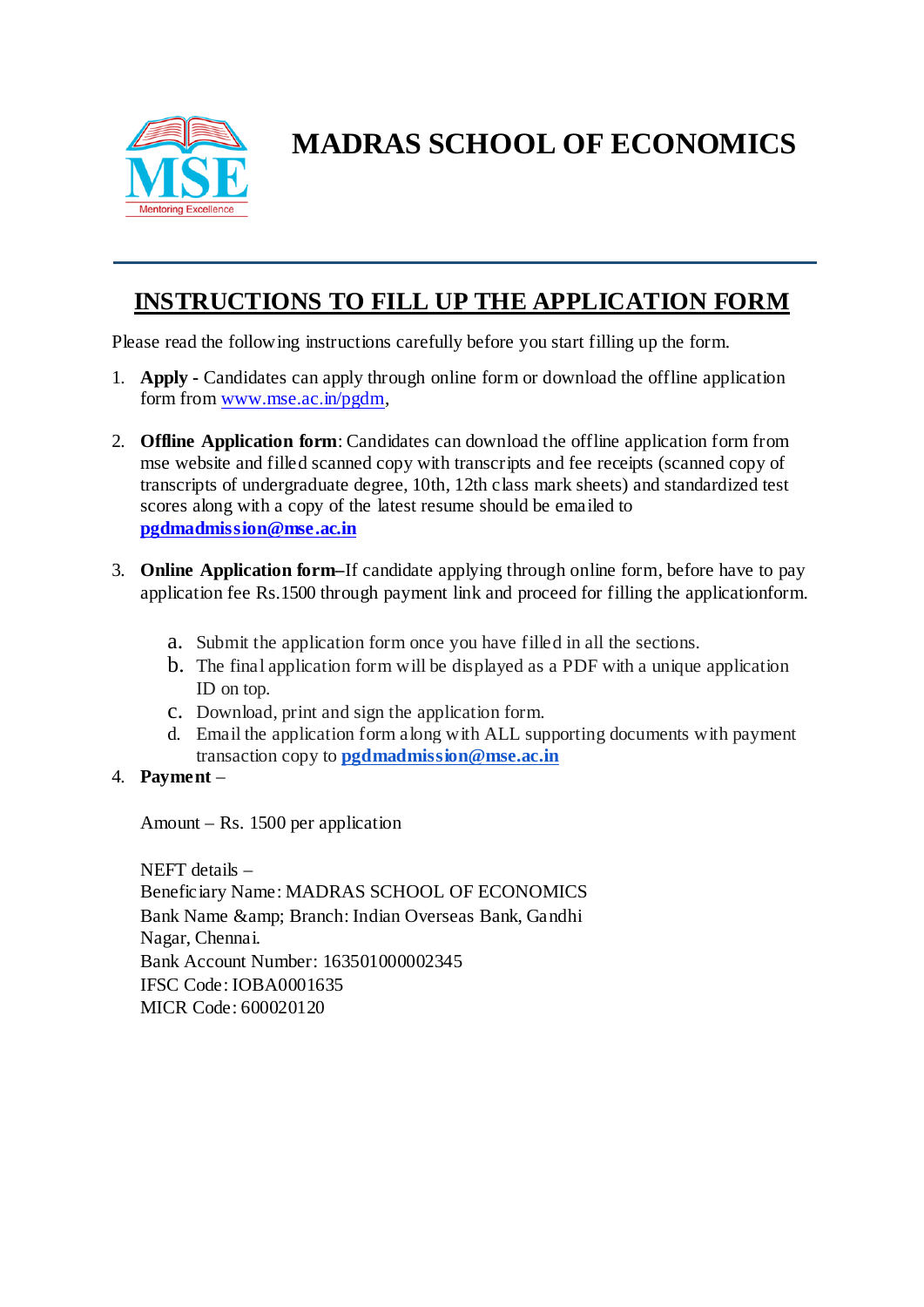# MADRAS SCHOOL OF ECONOMICS

## INSTRUCTIONS TO FILL UP THE APPLICATION FORM

Please read the following instructions carefully before you start filling up the form.

1. **Apply -** Candidates can apply through online form or download the offline application form from www.mse.ac.in/pgdm,

2. **Offline Application form**: Candidates can download the offline application form from mse website and filled scanned copy with transcripts and fee receipts (scanned copy of transcripts of undergraduate degree, 10th, 12th class mark sheets) and standardized test scores along with a copy of the latest resume should be emailed to **pgdmadmission@mse.ac.in**

3. **Online Application form–**If candidate applying through online form, before have to pay application fee Rs.1500 through payment link and proceed for filling the applicationform.

    a. Submit the application form once you have filled in all the sections.
    b. The final application form will be displayed as a PDF with a unique application ID on top.
    c. Download, print and sign the application form.
    d. Email the application form along with ALL supporting documents with payment transaction copy to **pgdmadmission@mse.ac.in**

4. **Payment** –

    Amount – Rs. 1500 per application

    NEFT details –
    Beneficiary Name: MADRAS SCHOOL OF ECONOMICS
    Bank Name &amp; Branch: Indian Overseas Bank, Gandhi Nagar, Chennai.
    Bank Account Number: 163501000002345
    IFSC Code: IOBA0001635
    MICR Code: 600020120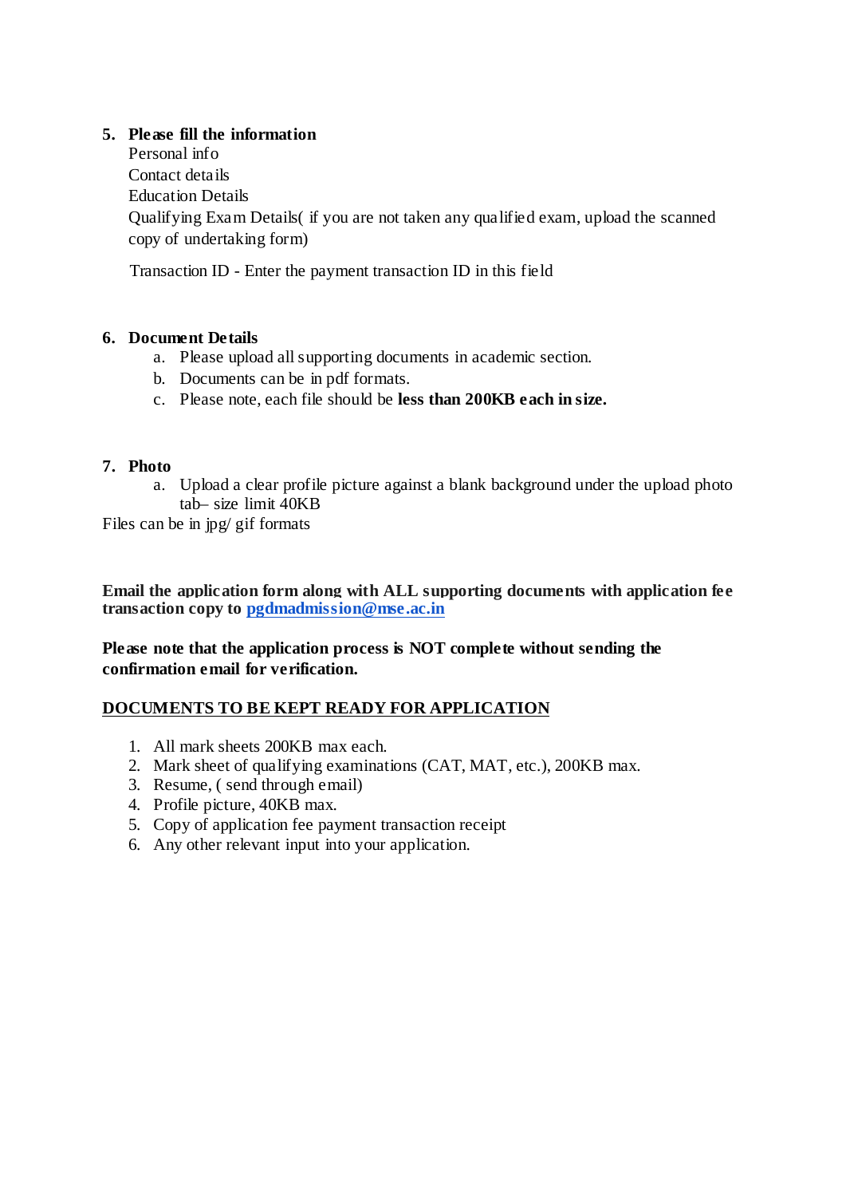5. **Please fill the information**

   Personal info

   Contact details

   Education Details

   Qualifying Exam Details( if you are not taken any qualified exam, upload the scanned copy of undertaking form)

   Transaction ID - Enter the payment transaction ID in this field

6. **Document Details**
   a. Please upload all supporting documents in academic section.
   b. Documents can be in pdf formats.
   c. Please note, each file should be **less than 200KB each in size.**

7. **Photo**
   a. Upload a clear profile picture against a blank background under the upload photo tab– size limit 40KB

Files can be in jpg/ gif formats

**Email the application form along with ALL supporting documents with application fee transaction copy to pgdmadmission@mse.ac.in**

**Please note that the application process is NOT complete without sending the confirmation email for verification.**

**<u>DOCUMENTS TO BE KEPT READY FOR APPLICATION</u>**

1. All mark sheets 200KB max each.
2. Mark sheet of qualifying examinations (CAT, MAT, etc.), 200KB max.
3. Resume, ( send through email)
4. Profile picture, 40KB max.
5. Copy of application fee payment transaction receipt
6. Any other relevant input into your application.